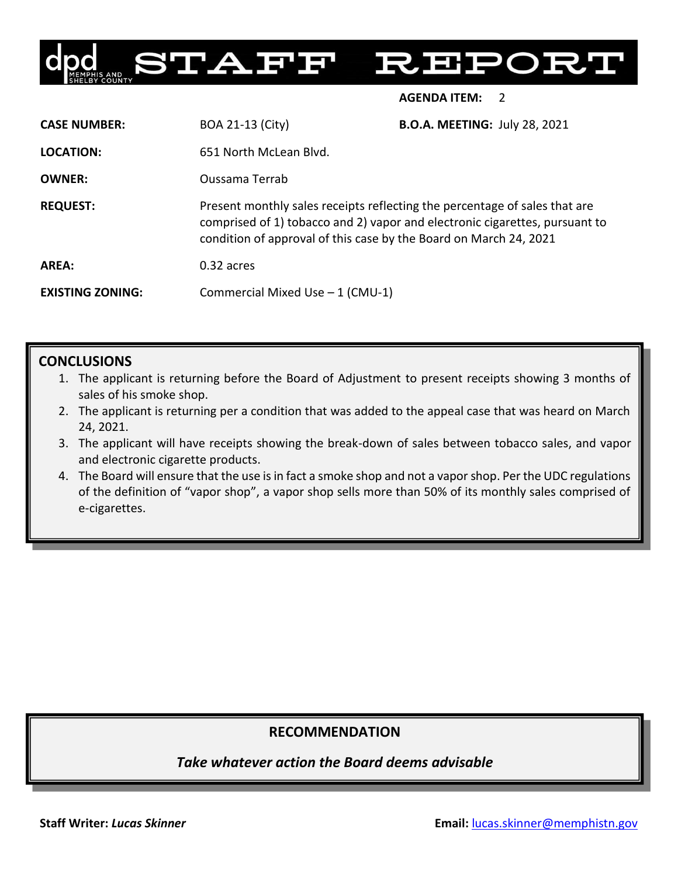# dpd MEMPHIS AND SHELBY COUNTY STAFF REPORT

**AGENDA ITEM:** 2

| | | |
|---|---|---|
| **CASE NUMBER:** | BOA 21-13 (City) | **B.O.A. MEETING:** July 28, 2021 |
| **LOCATION:** | 651 North McLean Blvd. | |
| **OWNER:** | Oussama Terrab | |
| **REQUEST:** | Present monthly sales receipts reflecting the percentage of sales that are comprised of 1) tobacco and 2) vapor and electronic cigarettes, pursuant to condition of approval of this case by the Board on March 24, 2021 | |
| **AREA:** | 0.32 acres | |
| **EXISTING ZONING:** | Commercial Mixed Use – 1 (CMU-1) | |

## CONCLUSIONS

1. The applicant is returning before the Board of Adjustment to present receipts showing 3 months of sales of his smoke shop.
2. The applicant is returning per a condition that was added to the appeal case that was heard on March 24, 2021.
3. The applicant will have receipts showing the break-down of sales between tobacco sales, and vapor and electronic cigarette products.
4. The Board will ensure that the use is in fact a smoke shop and not a vapor shop. Per the UDC regulations of the definition of "vapor shop", a vapor shop sells more than 50% of its monthly sales comprised of e-cigarettes.

## RECOMMENDATION

***Take whatever action the Board deems advisable***

**Staff Writer:** ***Lucas Skinner*** **Email:** lucas.skinner@memphistn.gov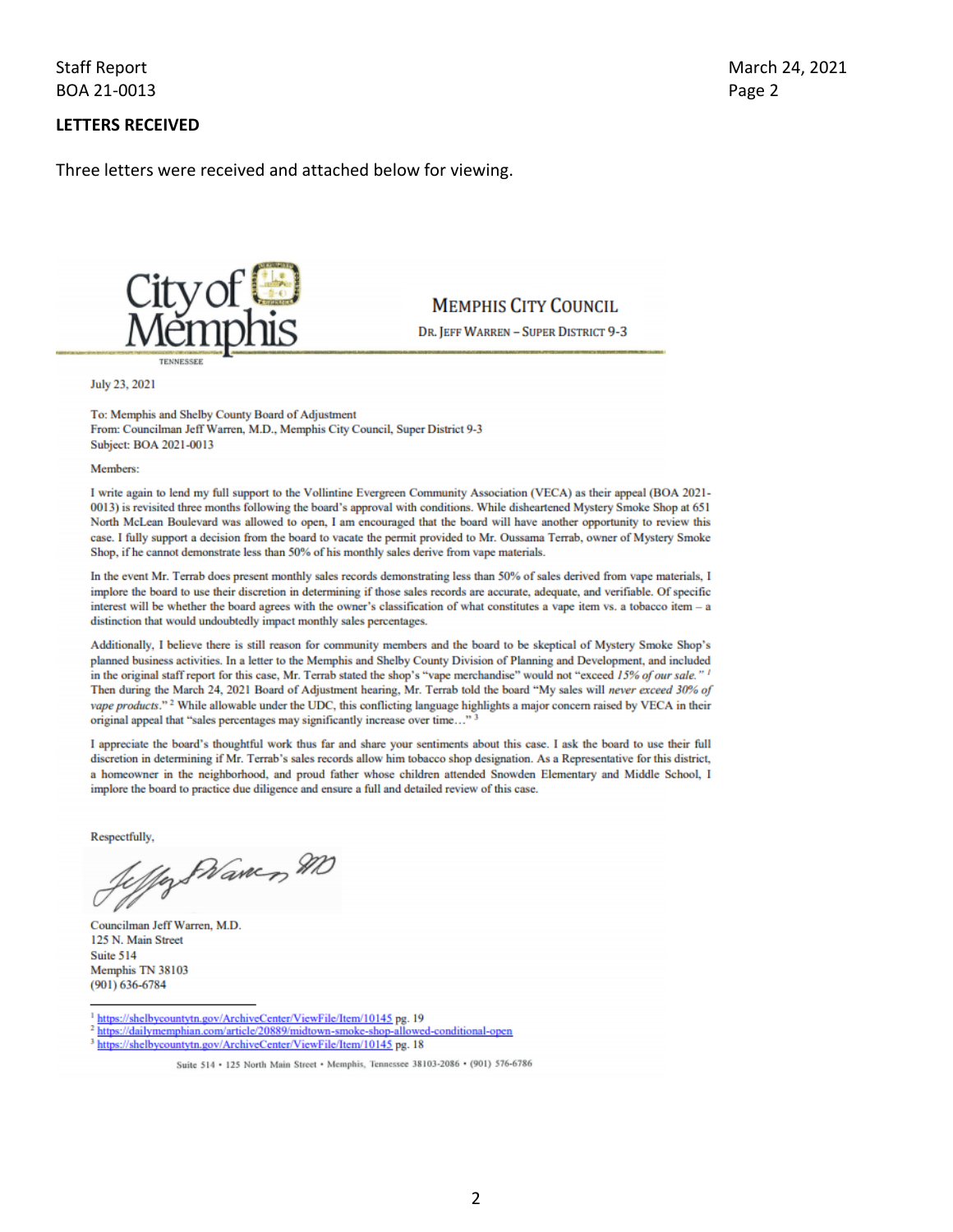## LETTERS RECEIVED

Three letters were received and attached below for viewing.

City of Memphis
TENNESSEE

**MEMPHIS CITY COUNCIL**
DR. JEFF WARREN – SUPER DISTRICT 9-3

July 23, 2021

To: Memphis and Shelby County Board of Adjustment
From: Councilman Jeff Warren, M.D., Memphis City Council, Super District 9-3
Subject: BOA 2021-0013

Members:

I write again to lend my full support to the Vollintine Evergreen Community Association (VECA) as their appeal (BOA 2021-0013) is revisited three months following the board's approval with conditions. While disheartened Mystery Smoke Shop at 651 North McLean Boulevard was allowed to open, I am encouraged that the board will have another opportunity to review this case. I fully support a decision from the board to vacate the permit provided to Mr. Oussama Terrab, owner of Mystery Smoke Shop, if he cannot demonstrate less than 50% of his monthly sales derive from vape materials.

In the event Mr. Terrab does present monthly sales records demonstrating less than 50% of sales derived from vape materials, I implore the board to use their discretion in determining if those sales records are accurate, adequate, and verifiable. Of specific interest will be whether the board agrees with the owner's classification of what constitutes a vape item vs. a tobacco item – a distinction that would undoubtedly impact monthly sales percentages.

Additionally, I believe there is still reason for community members and the board to be skeptical of Mystery Smoke Shop's planned business activities. In a letter to the Memphis and Shelby County Division of Planning and Development, and included in the original staff report for this case, Mr. Terrab stated the shop's "vape merchandise" would not "exceed *15% of our sale.*"[1] Then during the March 24, 2021 Board of Adjustment hearing, Mr. Terrab told the board "My sales will *never exceed 30% of vape products.*"[2] While allowable under the UDC, this conflicting language highlights a major concern raised by VECA in their original appeal that "sales percentages may significantly increase over time…"[3]

I appreciate the board's thoughtful work thus far and share your sentiments about this case. I ask the board to use their full discretion in determining if Mr. Terrab's sales records allow him tobacco shop designation. As a Representative for this district, a homeowner in the neighborhood, and proud father whose children attended Snowden Elementary and Middle School, I implore the board to practice due diligence and ensure a full and detailed review of this case.

Respectfully,

Jeffrey B. Warren, MD

Councilman Jeff Warren, M.D.
125 N. Main Street
Suite 514
Memphis TN 38103
(901) 636-6784

---

[1] https://shelbycountytn.gov/ArchiveCenter/ViewFile/Item/10145 pg. 19
[2] https://dailymemphian.com/article/20889/midtown-smoke-shop-allowed-conditional-open
[3] https://shelbycountytn.gov/ArchiveCenter/ViewFile/Item/10145 pg. 18

Suite 514 • 125 North Main Street • Memphis, Tennessee 38103-2086 • (901) 576-6786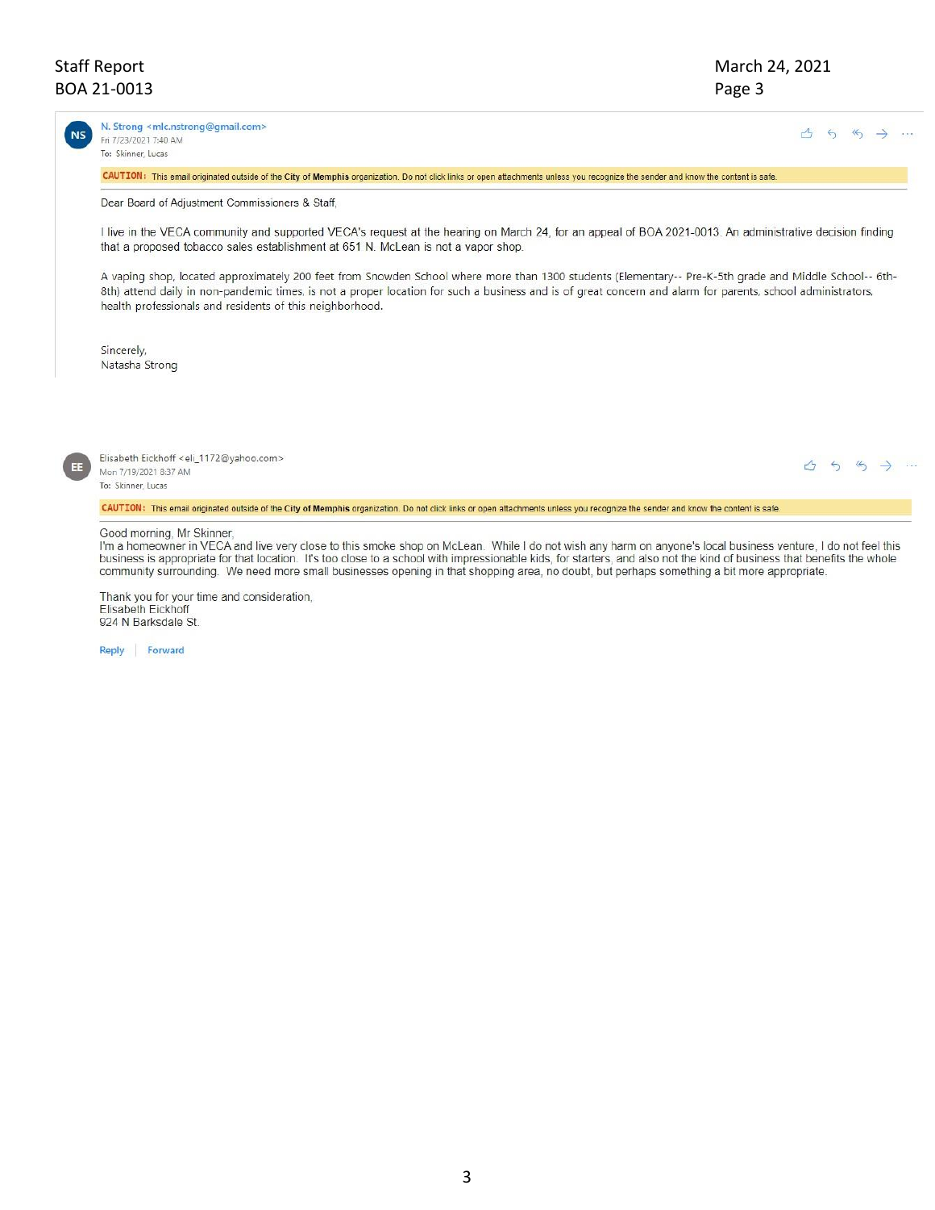N. Strong <mlc.nstrong@gmail.com>
Fri 7/23/2021 7:40 AM
To: Skinner, Lucas

**CAUTION:** This email originated outside of the City of Memphis organization. Do not click links or open attachments unless you recognize the sender and know the content is safe.

Dear Board of Adjustment Commissioners & Staff,

I live in the VECA community and supported VECA's request at the hearing on March 24, for an appeal of BOA 2021-0013. An administrative decision finding that a proposed tobacco sales establishment at 651 N. McLean is not a vapor shop.

A vaping shop, located approximately 200 feet from Snowden School where more than 1300 students (Elementary-- Pre-K-5th grade and Middle School-- 6th-8th) attend daily in non-pandemic times, is not a proper location for such a business and is of great concern and alarm for parents, school administrators, health professionals and residents of this neighborhood.

Sincerely,
Natasha Strong

---

Elisabeth Eickhoff <eli_1172@yahoo.com>
Mon 7/19/2021 8:37 AM
To: Skinner, Lucas

**CAUTION:** This email originated outside of the City of Memphis organization. Do not click links or open attachments unless you recognize the sender and know the content is safe.

Good morning, Mr Skinner,
I'm a homeowner in VECA and live very close to this smoke shop on McLean. While I do not wish any harm on anyone's local business venture, I do not feel this business is appropriate for that location. It's too close to a school with impressionable kids, for starters, and also not the kind of business that benefits the whole community surrounding. We need more small businesses opening in that shopping area, no doubt, but perhaps something a bit more appropriate.

Thank you for your time and consideration,
Elisabeth Eickhoff
924 N Barksdale St.

Reply | Forward